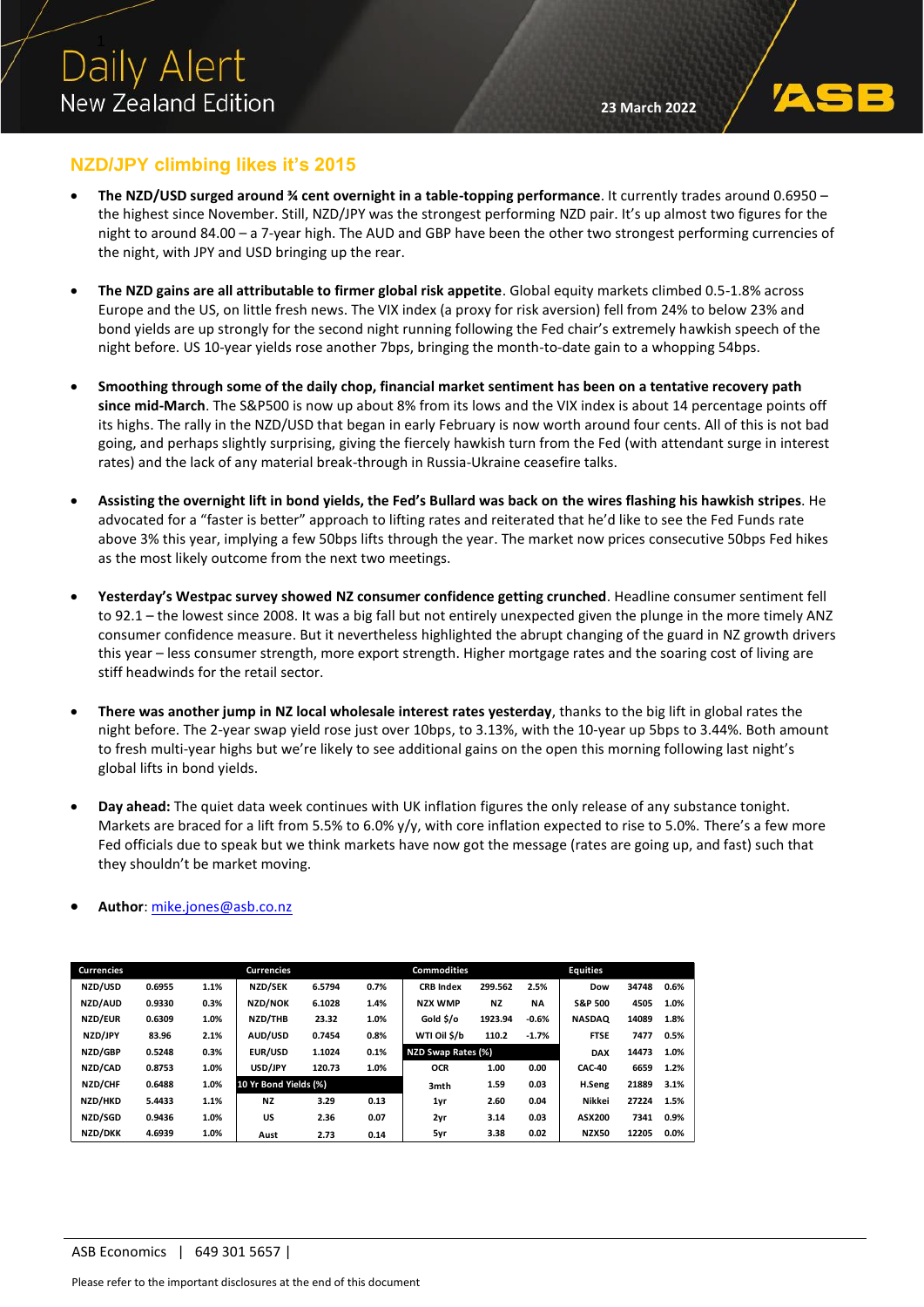Daily Alert
New Zealand Edition

23 March 2022

## NZD/JPY climbing likes it's 2015

- **The NZD/USD surged around ¾ cent overnight in a table-topping performance**. It currently trades around 0.6950 – the highest since November. Still, NZD/JPY was the strongest performing NZD pair. It's up almost two figures for the night to around 84.00 – a 7-year high. The AUD and GBP have been the other two strongest performing currencies of the night, with JPY and USD bringing up the rear.

- **The NZD gains are all attributable to firmer global risk appetite**. Global equity markets climbed 0.5-1.8% across Europe and the US, on little fresh news. The VIX index (a proxy for risk aversion) fell from 24% to below 23% and bond yields are up strongly for the second night running following the Fed chair's extremely hawkish speech of the night before. US 10-year yields rose another 7bps, bringing the month-to-date gain to a whopping 54bps.

- **Smoothing through some of the daily chop, financial market sentiment has been on a tentative recovery path since mid-March**. The S&P500 is now up about 8% from its lows and the VIX index is about 14 percentage points off its highs. The rally in the NZD/USD that began in early February is now worth around four cents. All of this is not bad going, and perhaps slightly surprising, giving the fiercely hawkish turn from the Fed (with attendant surge in interest rates) and the lack of any material break-through in Russia-Ukraine ceasefire talks.

- **Assisting the overnight lift in bond yields, the Fed's Bullard was back on the wires flashing his hawkish stripes**. He advocated for a "faster is better" approach to lifting rates and reiterated that he'd like to see the Fed Funds rate above 3% this year, implying a few 50bps lifts through the year. The market now prices consecutive 50bps Fed hikes as the most likely outcome from the next two meetings.

- **Yesterday's Westpac survey showed NZ consumer confidence getting crunched**. Headline consumer sentiment fell to 92.1 – the lowest since 2008. It was a big fall but not entirely unexpected given the plunge in the more timely ANZ consumer confidence measure. But it nevertheless highlighted the abrupt changing of the guard in NZ growth drivers this year – less consumer strength, more export strength. Higher mortgage rates and the soaring cost of living are stiff headwinds for the retail sector.

- **There was another jump in NZ local wholesale interest rates yesterday**, thanks to the big lift in global rates the night before. The 2-year swap yield rose just over 10bps, to 3.13%, with the 10-year up 5bps to 3.44%. Both amount to fresh multi-year highs but we're likely to see additional gains on the open this morning following last night's global lifts in bond yields.

- **Day ahead:** The quiet data week continues with UK inflation figures the only release of any substance tonight. Markets are braced for a lift from 5.5% to 6.0% y/y, with core inflation expected to rise to 5.0%. There's a few more Fed officials due to speak but we think markets have now got the message (rates are going up, and fast) such that they shouldn't be market moving.

- **Author**: mike.jones@asb.co.nz

| Currencies | | | Currencies | | | Commodities | | | Equities | | |
|---|---|---|---|---|---|---|---|---|---|---|---|
| NZD/USD | 0.6955 | 1.1% | NZD/SEK | 6.5794 | 0.7% | CRB Index | 299.562 | 2.5% | Dow | 34748 | 0.6% |
| NZD/AUD | 0.9330 | 0.3% | NZD/NOK | 6.1028 | 1.4% | NZX WMP | NZ | NA | S&P 500 | 4505 | 1.0% |
| NZD/EUR | 0.6309 | 1.0% | NZD/THB | 23.32 | 1.0% | Gold $/o | 1923.94 | -0.6% | NASDAQ | 14089 | 1.8% |
| NZD/JPY | 83.96 | 2.1% | AUD/USD | 0.7454 | 0.8% | WTI Oil $/b | 110.2 | -1.7% | FTSE | 7477 | 0.5% |
| NZD/GBP | 0.5248 | 0.3% | EUR/USD | 1.1024 | 0.1% | NZD Swap Rates (%) | | | DAX | 14473 | 1.0% |
| NZD/CAD | 0.8753 | 1.0% | USD/JPY | 120.73 | 1.0% | OCR | 1.00 | 0.00 | CAC-40 | 6659 | 1.2% |
| NZD/CHF | 0.6488 | 1.0% | 10 Yr Bond Yields (%) | | | 3mth | 1.59 | 0.03 | H.Seng | 21889 | 3.1% |
| NZD/HKD | 5.4433 | 1.1% | NZ | 3.29 | 0.13 | 1yr | 2.60 | 0.04 | Nikkei | 27224 | 1.5% |
| NZD/SGD | 0.9436 | 1.0% | US | 2.36 | 0.07 | 2yr | 3.14 | 0.03 | ASX200 | 7341 | 0.9% |
| NZD/DKK | 4.6939 | 1.0% | Aust | 2.73 | 0.14 | 5yr | 3.38 | 0.02 | NZX50 | 12205 | 0.0% |

ASB Economics | 649 301 5657 |

Please refer to the important disclosures at the end of this document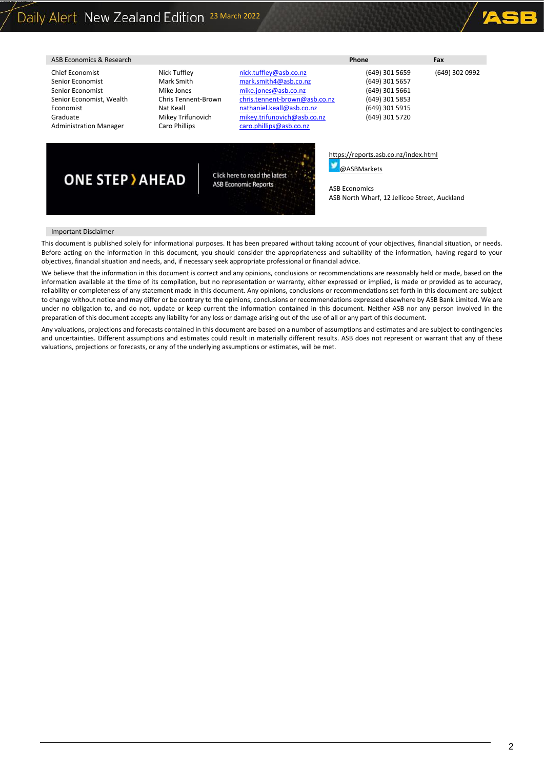| ASB Economics & Research | | | Phone | Fax |
|---|---|---|---|---|
| Chief Economist | Nick Tuffley | nick.tuffley@asb.co.nz | (649) 301 5659 | (649) 302 0992 |
| Senior Economist | Mark Smith | mark.smith4@asb.co.nz | (649) 301 5657 | |
| Senior Economist | Mike Jones | mike.jones@asb.co.nz | (649) 301 5661 | |
| Senior Economist, Wealth | Chris Tennent-Brown | chris.tennent-brown@asb.co.nz | (649) 301 5853 | |
| Economist | Nat Keall | nathaniel.keall@asb.co.nz | (649) 301 5915 | |
| Graduate | Mikey Trifunovich | mikey.trifunovich@asb.co.nz | (649) 301 5720 | |
| Administration Manager | Caro Phillips | caro.phillips@asb.co.nz | | |

ONE STEP › AHEAD

Click here to read the latest ASB Economic Reports

https://reports.asb.co.nz/index.html

@ASBMarkets

ASB Economics
ASB North Wharf, 12 Jellicoe Street, Auckland

## Important Disclaimer

This document is published solely for informational purposes. It has been prepared without taking account of your objectives, financial situation, or needs. Before acting on the information in this document, you should consider the appropriateness and suitability of the information, having regard to your objectives, financial situation and needs, and, if necessary seek appropriate professional or financial advice.

We believe that the information in this document is correct and any opinions, conclusions or recommendations are reasonably held or made, based on the information available at the time of its compilation, but no representation or warranty, either expressed or implied, is made or provided as to accuracy, reliability or completeness of any statement made in this document. Any opinions, conclusions or recommendations set forth in this document are subject to change without notice and may differ or be contrary to the opinions, conclusions or recommendations expressed elsewhere by ASB Bank Limited. We are under no obligation to, and do not, update or keep current the information contained in this document. Neither ASB nor any person involved in the preparation of this document accepts any liability for any loss or damage arising out of the use of all or any part of this document.

Any valuations, projections and forecasts contained in this document are based on a number of assumptions and estimates and are subject to contingencies and uncertainties. Different assumptions and estimates could result in materially different results. ASB does not represent or warrant that any of these valuations, projections or forecasts, or any of the underlying assumptions or estimates, will be met.